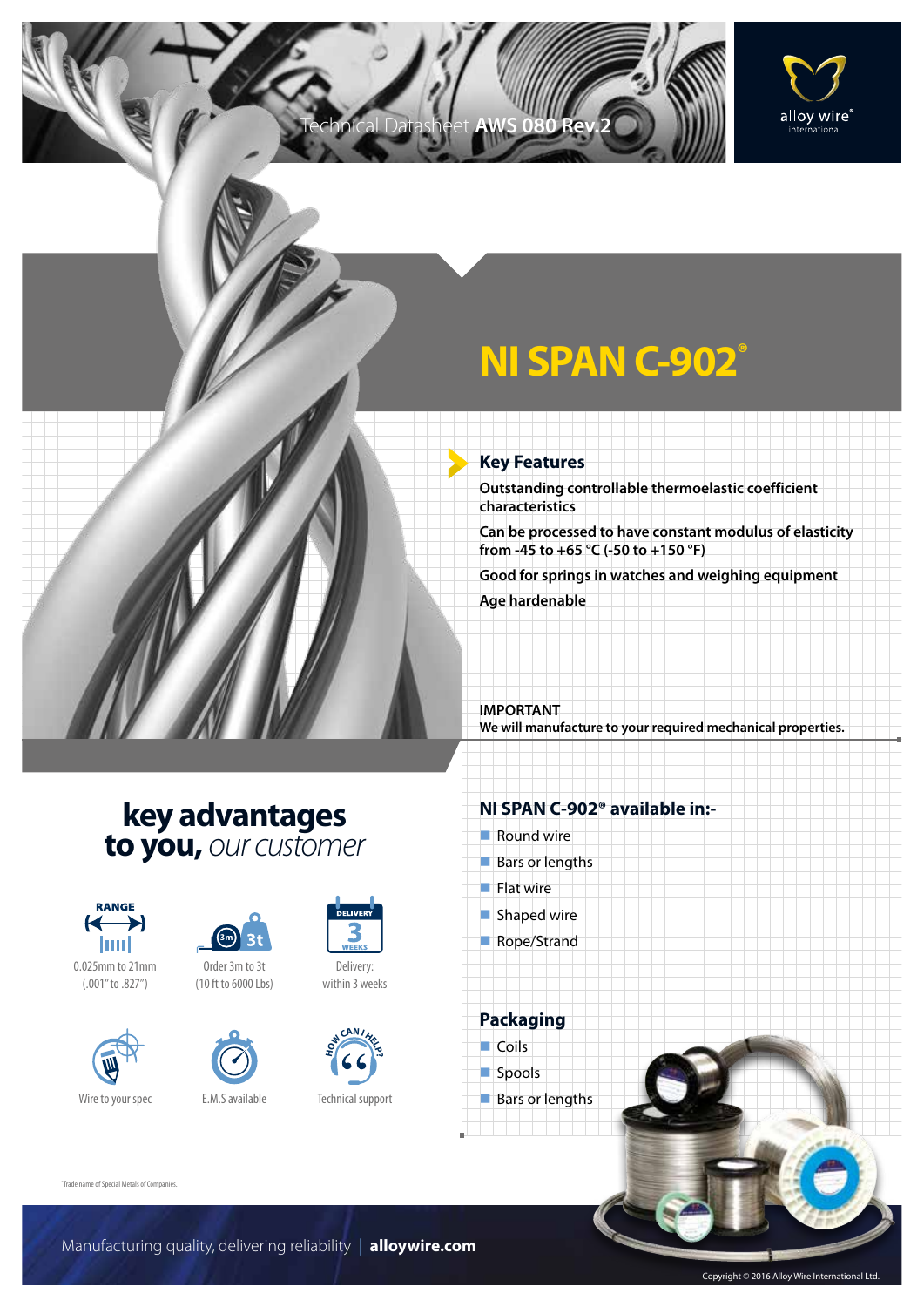Technical Datasheet **AWS 080 Rev.2**

# NI SPAN C-902®

## Key Features

**Outstanding controllable thermoelastic coefficient characteristics**

**Can be processed to have constant modulus of elasticity from -45 to +65 °C (-50 to +150 °F)**

**Good for springs in watches and weighing equipment**

**Age hardenable**

**IMPORTANT**
**We will manufacture to your required mechanical properties.**

## key advantages to you, *our customer*

- RANGE: 0.025mm to 21mm (.001" to .827")
- Order 3m to 3t (10 ft to 6000 Lbs)
- Delivery: within 3 weeks
- Wire to your spec
- E.M.S available
- Technical support

## NI SPAN C-902® available in:-

- Round wire
- Bars or lengths
- Flat wire
- Shaped wire
- Rope/Strand

## Packaging

- Coils
- Spools
- Bars or lengths

®Trade name of Special Metals of Companies.

Manufacturing quality, delivering reliability | **alloywire.com**

Copyright © 2016 Alloy Wire International Ltd.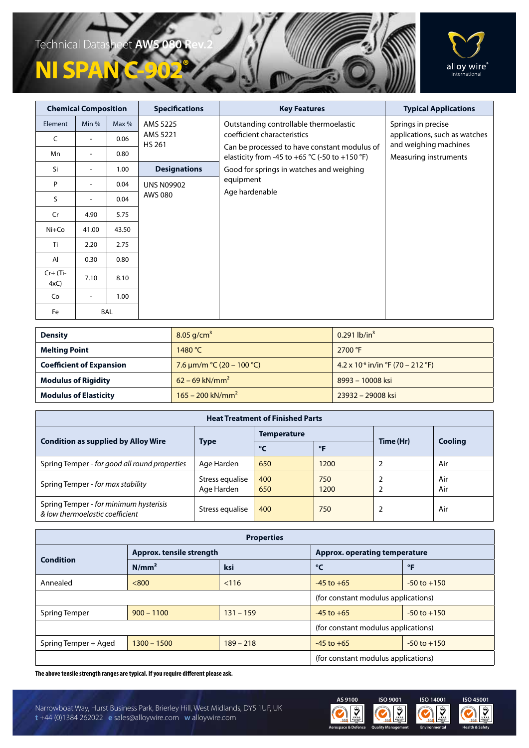Technical Datasheet **AWS 080 Rev.2**

# NI SPAN C-902®

| Chemical Composition | | | Specifications | Key Features | Typical Applications |
|---|---|---|---|---|---|
| Element | Min % | Max % | AMS 5225<br>AMS 5221<br>HS 261 | Outstanding controllable thermoelastic coefficient characteristics<br>Can be processed to have constant modulus of elasticity from -45 to +65 °C (-50 to +150 °F)<br>Good for springs in watches and weighing equipment<br>Age hardenable | Springs in precise applications, such as watches and weighing machines<br>Measuring instruments |
| C | - | 0.06 | | | |
| Mn | - | 0.80 | | | |
| Si | - | 1.00 | **Designations** | | |
| P | - | 0.04 | UNS N09902<br>AWS 080 | | |
| S | - | 0.04 | | | |
| Cr | 4.90 | 5.75 | | | |
| Ni+Co | 41.00 | 43.50 | | | |
| Ti | 2.20 | 2.75 | | | |
| Al | 0.30 | 0.80 | | | |
| Cr+ (Ti-4xC) | 7.10 | 8.10 | | | |
| Co | - | 1.00 | | | |
| Fe | BAL | | | | |

| | | |
|---|---|---|
| **Density** | 8.05 g/cm³ | 0.291 lb/in³ |
| **Melting Point** | 1480 °C | 2700 °F |
| **Coefficient of Expansion** | 7.6 µm/m °C (20 – 100 °C) | 4.2 x $10^{-6}$ in/in °F (70 – 212 °F) |
| **Modulus of Rigidity** | 62 – 69 kN/mm² | 8993 – 10008 ksi |
| **Modulus of Elasticity** | 165 – 200 kN/mm² | 23932 – 29008 ksi |

**Heat Treatment of Finished Parts**

| Condition as supplied by Alloy Wire | Type | Temperature | | Time (Hr) | Cooling |
|---|---|---|---|---|---|
| | | °C | °F | | |
| Spring Temper - *for good all round properties* | Age Harden | 650 | 1200 | 2 | Air |
| Spring Temper - *for max stability* | Stress equalise<br>Age Harden | 400<br>650 | 750<br>1200 | 2<br>2 | Air<br>Air |
| Spring Temper - *for minimum hysterisis & low thermoelastic coefficient* | Stress equalise | 400 | 750 | 2 | Air |

**Properties**

| Condition | Approx. tensile strength | | Approx. operating temperature | |
|---|---|---|---|---|
| | N/mm² | ksi | °C | °F |
| Annealed | <800 | <116 | -45 to +65 | -50 to +150 |
| | | | (for constant modulus applications) | |
| Spring Temper | 900 – 1100 | 131 – 159 | -45 to +65 | -50 to +150 |
| | | | (for constant modulus applications) | |
| Spring Temper + Aged | 1300 – 1500 | 189 – 218 | -45 to +65 | -50 to +150 |
| | | | (for constant modulus applications) | |

**The above tensile strength ranges are typical. If you require different please ask.**

Narrowboat Way, Hurst Business Park, Brierley Hill, West Midlands, DY5 1UF, UK
t +44 (0)1384 262022 e sales@alloywire.com w alloywire.com

AS 9100 Aerospace & Defence | ISO 9001 Quality Management | ISO 14001 Environmental | ISO 45001 Health & Safety